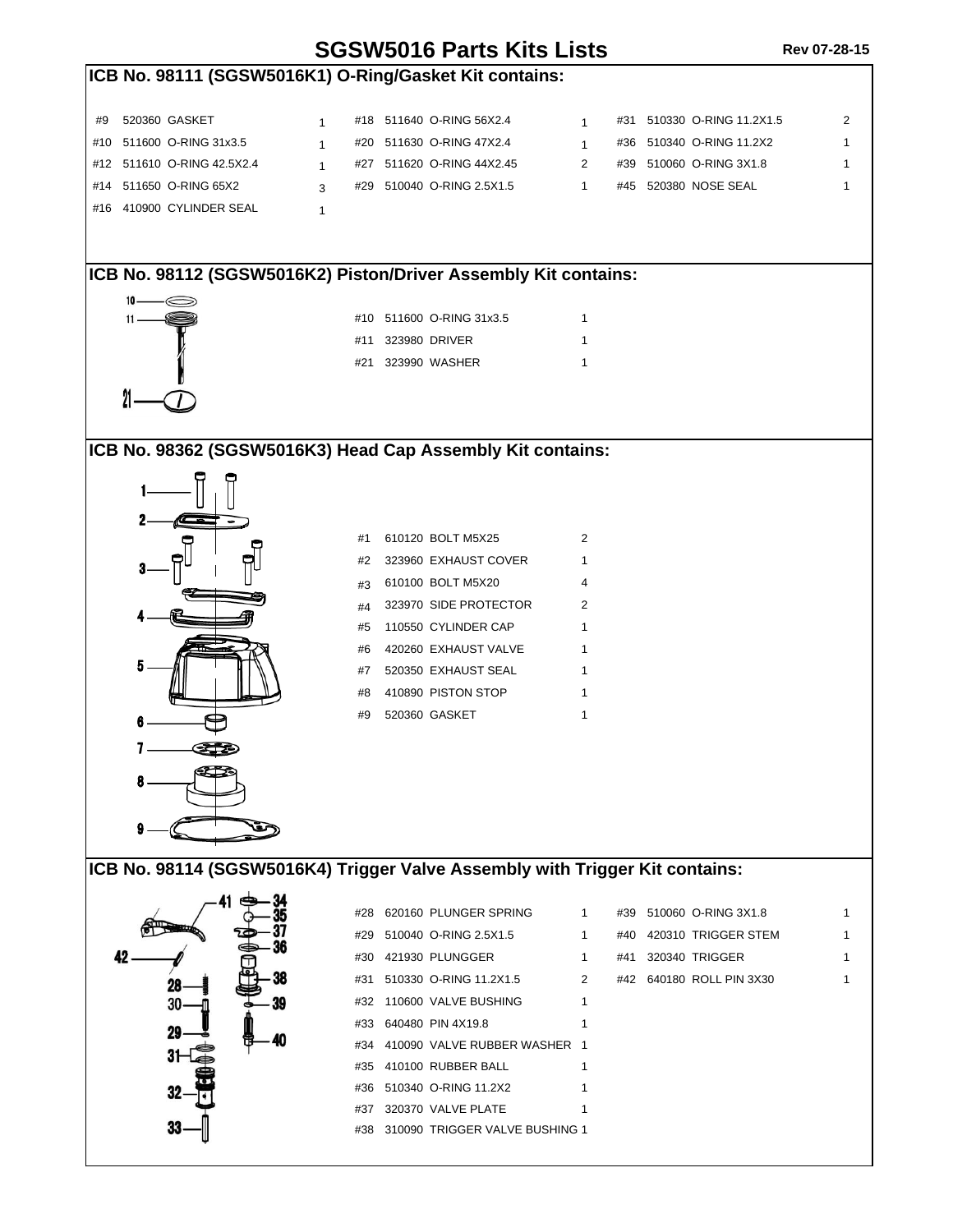# SGSW5016 Parts Kits Lists

Rev 07-28-15

## ICB No. 98111 (SGSW5016K1) O-Ring/Gasket Kit contains:

| # | Part No. | Description | Qty |
|---|---|---|---|
| #9 | 520360 | GASKET | 1 |
| #10 | 511600 | O-RING 31x3.5 | 1 |
| #12 | 511610 | O-RING 42.5X2.4 | 1 |
| #14 | 511650 | O-RING 65X2 | 3 |
| #16 | 410900 | CYLINDER SEAL | 1 |
| #18 | 511640 | O-RING 56X2.4 | 1 |
| #20 | 511630 | O-RING 47X2.4 | 1 |
| #27 | 511620 | O-RING 44X2.45 | 2 |
| #29 | 510040 | O-RING 2.5X1.5 | 1 |
| #31 | 510330 | O-RING 11.2X1.5 | 2 |
| #36 | 510340 | O-RING 11.2X2 | 1 |
| #39 | 510060 | O-RING 3X1.8 | 1 |
| #45 | 520380 | NOSE SEAL | 1 |

## ICB No. 98112 (SGSW5016K2) Piston/Driver Assembly Kit contains:

| # | Part No. | Description | Qty |
|---|---|---|---|
| #10 | 511600 | O-RING 31x3.5 | 1 |
| #11 | 323980 | DRIVER | 1 |
| #21 | 323990 | WASHER | 1 |

## ICB No. 98362 (SGSW5016K3) Head Cap Assembly Kit contains:

| # | Part No. | Description | Qty |
|---|---|---|---|
| #1 | 610120 | BOLT M5X25 | 2 |
| #2 | 323960 | EXHAUST COVER | 1 |
| #3 | 610100 | BOLT M5X20 | 4 |
| #4 | 323970 | SIDE PROTECTOR | 2 |
| #5 | 110550 | CYLINDER CAP | 1 |
| #6 | 420260 | EXHAUST VALVE | 1 |
| #7 | 520350 | EXHAUST SEAL | 1 |
| #8 | 410890 | PISTON STOP | 1 |
| #9 | 520360 | GASKET | 1 |

## ICB No. 98114 (SGSW5016K4) Trigger Valve Assembly with Trigger Kit contains:

| # | Part No. | Description | Qty |
|---|---|---|---|
| #28 | 620160 | PLUNGER SPRING | 1 |
| #29 | 510040 | O-RING 2.5X1.5 | 1 |
| #30 | 421930 | PLUNGGER | 1 |
| #31 | 510330 | O-RING 11.2X1.5 | 2 |
| #32 | 110600 | VALVE BUSHING | 1 |
| #33 | 640480 | PIN 4X19.8 | 1 |
| #34 | 410090 | VALVE RUBBER WASHER | 1 |
| #35 | 410100 | RUBBER BALL | 1 |
| #36 | 510340 | O-RING 11.2X2 | 1 |
| #37 | 320370 | VALVE PLATE | 1 |
| #38 | 310090 | TRIGGER VALVE BUSHING | 1 |
| #39 | 510060 | O-RING 3X1.8 | 1 |
| #40 | 420310 | TRIGGER STEM | 1 |
| #41 | 320340 | TRIGGER | 1 |
| #42 | 640180 | ROLL PIN 3X30 | 1 |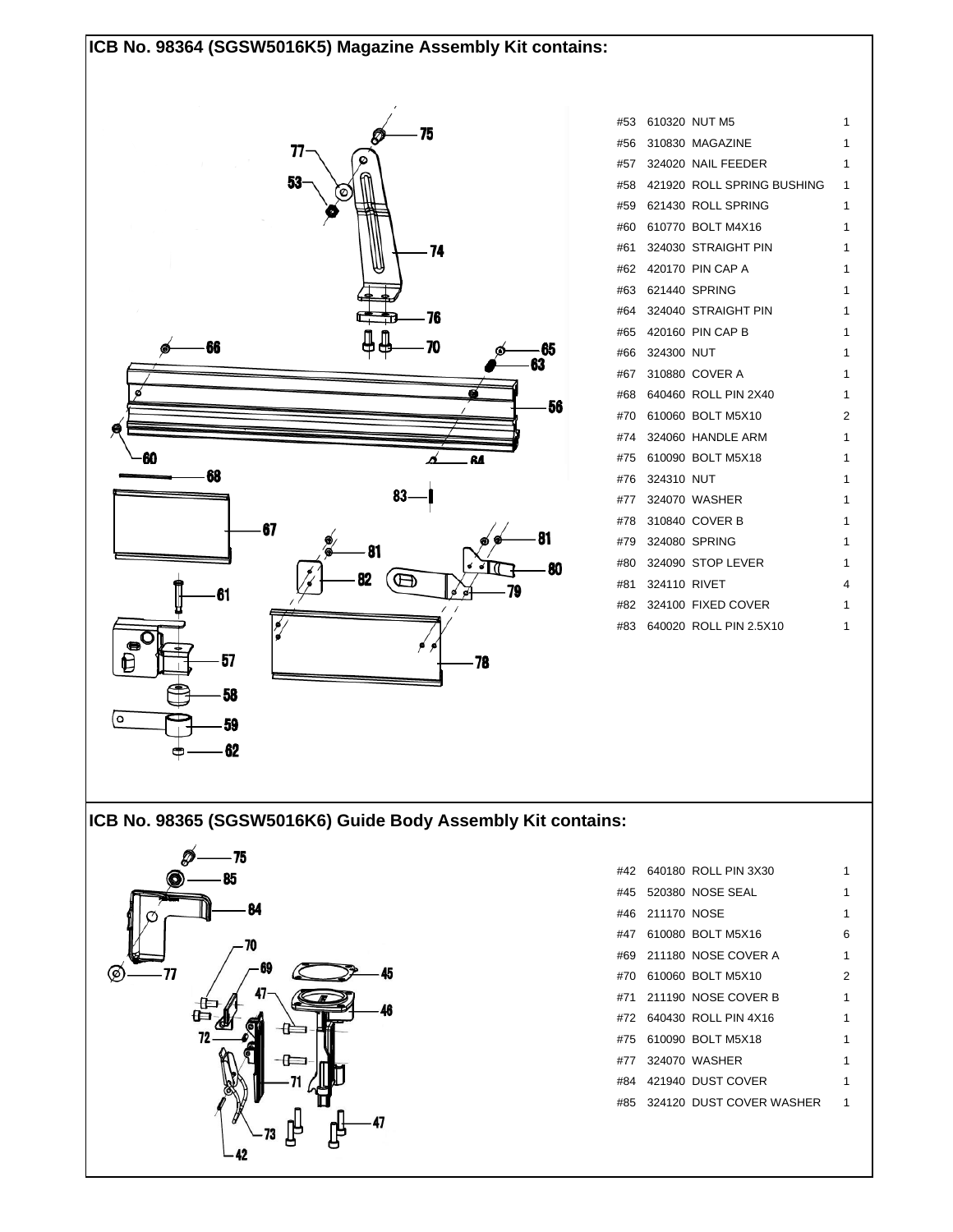## ICB No. 98364 (SGSW5016K5) Magazine Assembly Kit contains:

| # | Part No. | Description | Qty |
|---|---|---|---|
| #53 | 610320 | NUT M5 | 1 |
| #56 | 310830 | MAGAZINE | 1 |
| #57 | 324020 | NAIL FEEDER | 1 |
| #58 | 421920 | ROLL SPRING BUSHING | 1 |
| #59 | 621430 | ROLL SPRING | 1 |
| #60 | 610770 | BOLT M4X16 | 1 |
| #61 | 324030 | STRAIGHT PIN | 1 |
| #62 | 420170 | PIN CAP A | 1 |
| #63 | 621440 | SPRING | 1 |
| #64 | 324040 | STRAIGHT PIN | 1 |
| #65 | 420160 | PIN CAP B | 1 |
| #66 | 324300 | NUT | 1 |
| #67 | 310880 | COVER A | 1 |
| #68 | 640460 | ROLL PIN 2X40 | 1 |
| #70 | 610060 | BOLT M5X10 | 2 |
| #74 | 324060 | HANDLE ARM | 1 |
| #75 | 610090 | BOLT M5X18 | 1 |
| #76 | 324310 | NUT | 1 |
| #77 | 324070 | WASHER | 1 |
| #78 | 310840 | COVER B | 1 |
| #79 | 324080 | SPRING | 1 |
| #80 | 324090 | STOP LEVER | 1 |
| #81 | 324110 | RIVET | 4 |
| #82 | 324100 | FIXED COVER | 1 |
| #83 | 640020 | ROLL PIN 2.5X10 | 1 |

## ICB No. 98365 (SGSW5016K6) Guide Body Assembly Kit contains:

| # | Part No. | Description | Qty |
|---|---|---|---|
| #42 | 640180 | ROLL PIN 3X30 | 1 |
| #45 | 520380 | NOSE SEAL | 1 |
| #46 | 211170 | NOSE | 1 |
| #47 | 610080 | BOLT M5X16 | 6 |
| #69 | 211180 | NOSE COVER A | 1 |
| #70 | 610060 | BOLT M5X10 | 2 |
| #71 | 211190 | NOSE COVER B | 1 |
| #72 | 640430 | ROLL PIN 4X16 | 1 |
| #75 | 610090 | BOLT M5X18 | 1 |
| #77 | 324070 | WASHER | 1 |
| #84 | 421940 | DUST COVER | 1 |
| #85 | 324120 | DUST COVER WASHER | 1 |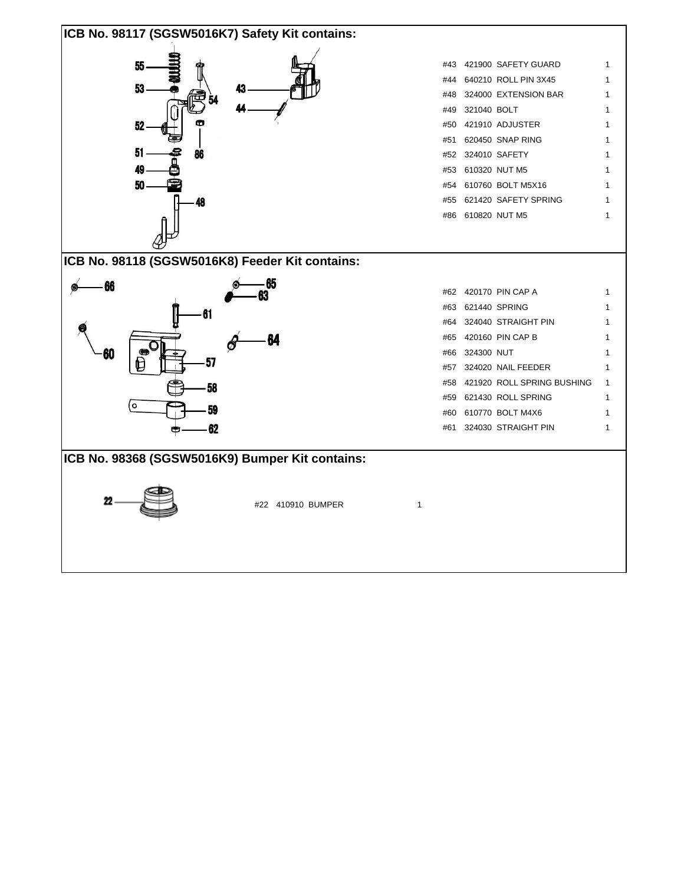## ICB No. 98117 (SGSW5016K7) Safety Kit contains:

| | | | |
|---|---|---|---|
| #43 | 421900 | SAFETY GUARD | 1 |
| #44 | 640210 | ROLL PIN 3X45 | 1 |
| #48 | 324000 | EXTENSION BAR | 1 |
| #49 | 321040 | BOLT | 1 |
| #50 | 421910 | ADJUSTER | 1 |
| #51 | 620450 | SNAP RING | 1 |
| #52 | 324010 | SAFETY | 1 |
| #53 | 610320 | NUT M5 | 1 |
| #54 | 610760 | BOLT M5X16 | 1 |
| #55 | 621420 | SAFETY SPRING | 1 |
| #86 | 610820 | NUT M5 | 1 |

## ICB No. 98118 (SGSW5016K8) Feeder Kit contains:

| | | | |
|---|---|---|---|
| #62 | 420170 | PIN CAP A | 1 |
| #63 | 621440 | SPRING | 1 |
| #64 | 324040 | STRAIGHT PIN | 1 |
| #65 | 420160 | PIN CAP B | 1 |
| #66 | 324300 | NUT | 1 |
| #57 | 324020 | NAIL FEEDER | 1 |
| #58 | 421920 | ROLL SPRING BUSHING | 1 |
| #59 | 621430 | ROLL SPRING | 1 |
| #60 | 610770 | BOLT M4X6 | 1 |
| #61 | 324030 | STRAIGHT PIN | 1 |

## ICB No. 98368 (SGSW5016K9) Bumper Kit contains:

| | | | |
|---|---|---|---|
| #22 | 410910 | BUMPER | 1 |